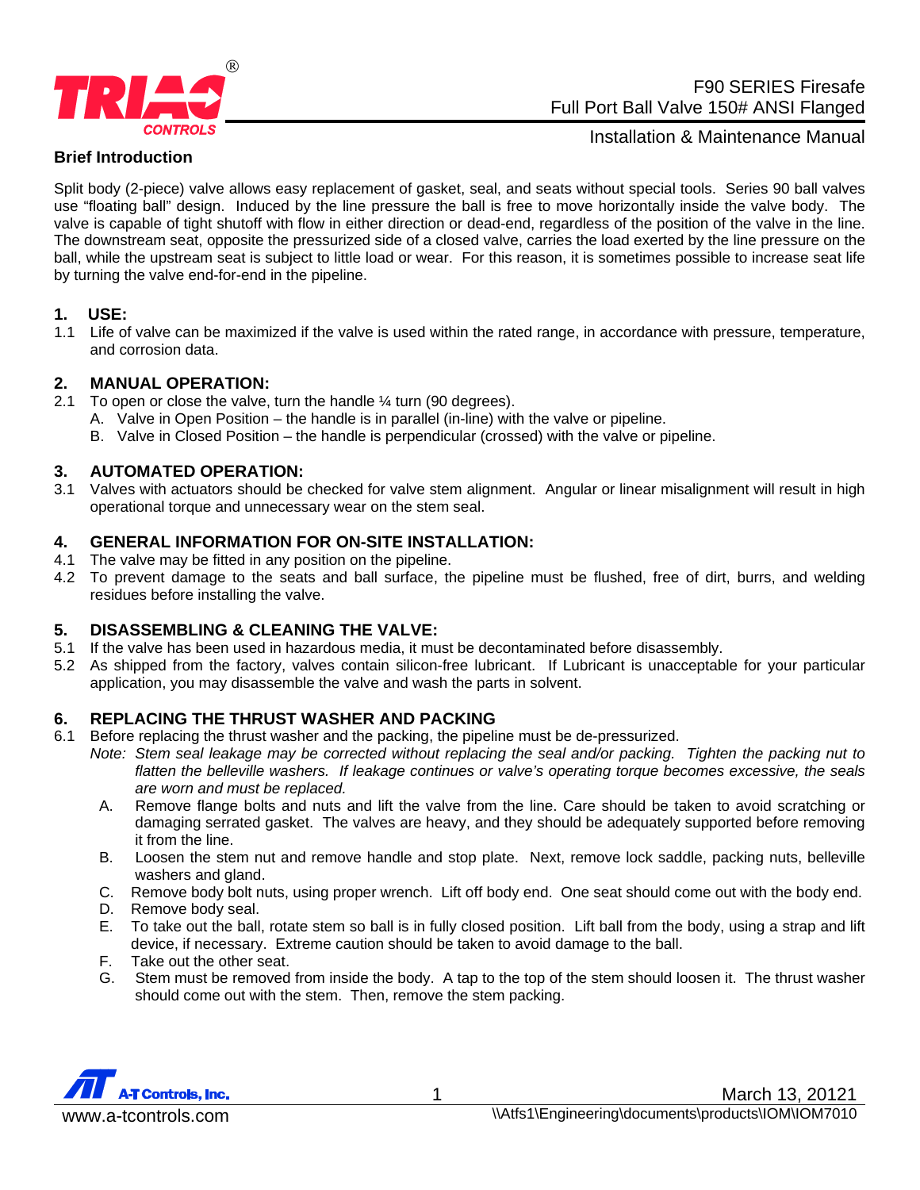# F90 SERIES Firesafe Full Port Ball Valve 150# ANSI Flanged

Installation & Maintenance Manual

**Brief Introduction**

Split body (2-piece) valve allows easy replacement of gasket, seal, and seats without special tools. Series 90 ball valves use "floating ball" design. Induced by the line pressure the ball is free to move horizontally inside the valve body. The valve is capable of tight shutoff with flow in either direction or dead-end, regardless of the position of the valve in the line. The downstream seat, opposite the pressurized side of a closed valve, carries the load exerted by the line pressure on the ball, while the upstream seat is subject to little load or wear. For this reason, it is sometimes possible to increase seat life by turning the valve end-for-end in the pipeline.

## 1. USE:

1.1 Life of valve can be maximized if the valve is used within the rated range, in accordance with pressure, temperature, and corrosion data.

## 2. MANUAL OPERATION:

2.1 To open or close the valve, turn the handle ¼ turn (90 degrees).

A. Valve in Open Position – the handle is in parallel (in-line) with the valve or pipeline.
B. Valve in Closed Position – the handle is perpendicular (crossed) with the valve or pipeline.

## 3. AUTOMATED OPERATION:

3.1 Valves with actuators should be checked for valve stem alignment. Angular or linear misalignment will result in high operational torque and unnecessary wear on the stem seal.

## 4. GENERAL INFORMATION FOR ON-SITE INSTALLATION:

4.1 The valve may be fitted in any position on the pipeline.

4.2 To prevent damage to the seats and ball surface, the pipeline must be flushed, free of dirt, burrs, and welding residues before installing the valve.

## 5. DISASSEMBLING & CLEANING THE VALVE:

5.1 If the valve has been used in hazardous media, it must be decontaminated before disassembly.

5.2 As shipped from the factory, valves contain silicon-free lubricant. If Lubricant is unacceptable for your particular application, you may disassemble the valve and wash the parts in solvent.

## 6. REPLACING THE THRUST WASHER AND PACKING

6.1 Before replacing the thrust washer and the packing, the pipeline must be de-pressurized.

*Note: Stem seal leakage may be corrected without replacing the seal and/or packing. Tighten the packing nut to flatten the belleville washers. If leakage continues or valve's operating torque becomes excessive, the seals are worn and must be replaced.*

A. Remove flange bolts and nuts and lift the valve from the line. Care should be taken to avoid scratching or damaging serrated gasket. The valves are heavy, and they should be adequately supported before removing it from the line.
B. Loosen the stem nut and remove handle and stop plate. Next, remove lock saddle, packing nuts, belleville washers and gland.
C. Remove body bolt nuts, using proper wrench. Lift off body end. One seat should come out with the body end.
D. Remove body seal.
E. To take out the ball, rotate stem so ball is in fully closed position. Lift ball from the body, using a strap and lift device, if necessary. Extreme caution should be taken to avoid damage to the ball.
F. Take out the other seat.
G. Stem must be removed from inside the body. A tap to the top of the stem should loosen it. The thrust washer should come out with the stem. Then, remove the stem packing.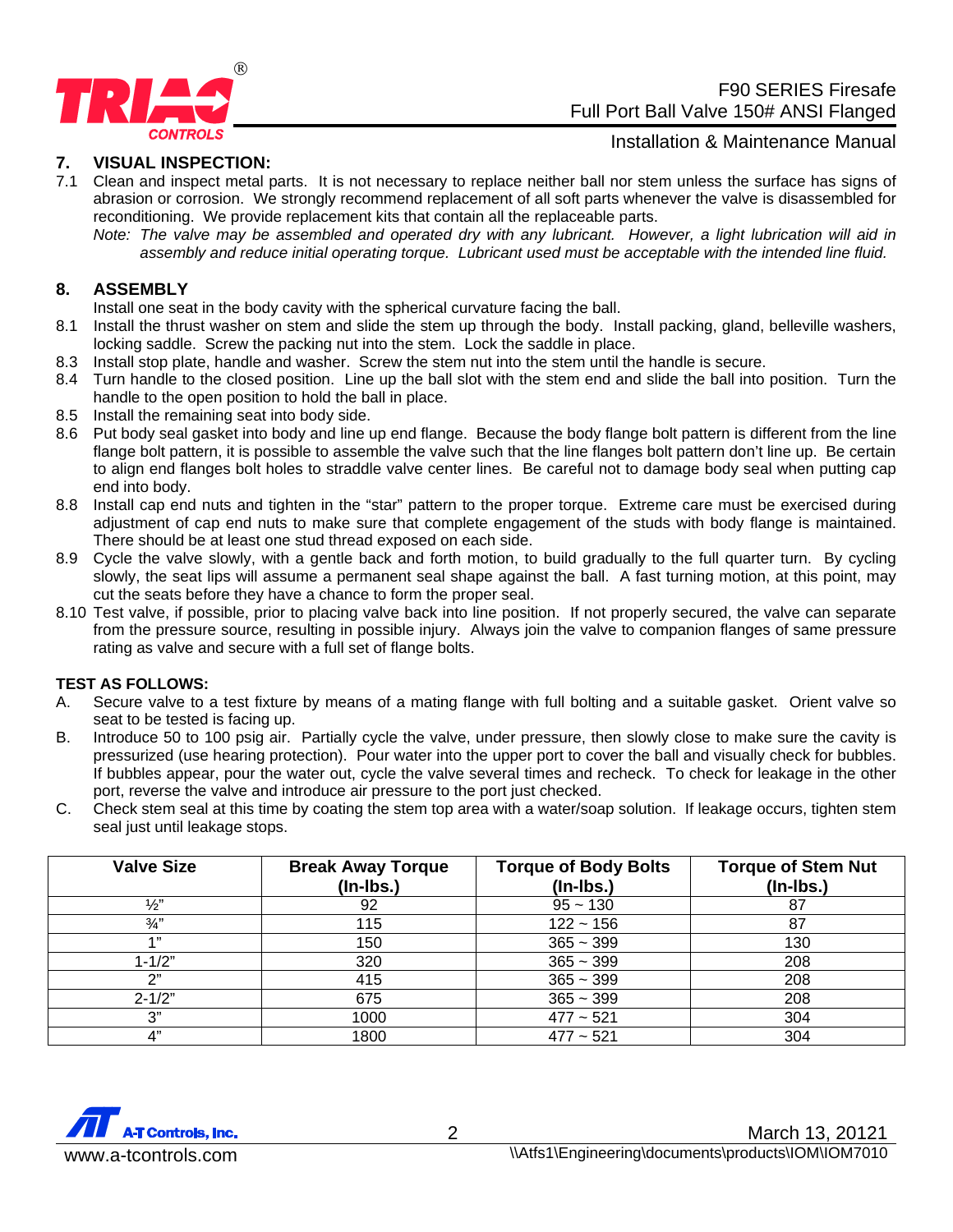## 7. VISUAL INSPECTION:

7.1 Clean and inspect metal parts. It is not necessary to replace neither ball nor stem unless the surface has signs of abrasion or corrosion. We strongly recommend replacement of all soft parts whenever the valve is disassembled for reconditioning. We provide replacement kits that contain all the replaceable parts.

*Note: The valve may be assembled and operated dry with any lubricant. However, a light lubrication will aid in assembly and reduce initial operating torque. Lubricant used must be acceptable with the intended line fluid.*

## 8. ASSEMBLY

Install one seat in the body cavity with the spherical curvature facing the ball.

8.1 Install the thrust washer on stem and slide the stem up through the body. Install packing, gland, belleville washers, locking saddle. Screw the packing nut into the stem. Lock the saddle in place.

8.3 Install stop plate, handle and washer. Screw the stem nut into the stem until the handle is secure.

8.4 Turn handle to the closed position. Line up the ball slot with the stem end and slide the ball into position. Turn the handle to the open position to hold the ball in place.

8.5 Install the remaining seat into body side.

8.6 Put body seal gasket into body and line up end flange. Because the body flange bolt pattern is different from the line flange bolt pattern, it is possible to assemble the valve such that the line flanges bolt pattern don't line up. Be certain to align end flanges bolt holes to straddle valve center lines. Be careful not to damage body seal when putting cap end into body.

8.8 Install cap end nuts and tighten in the "star" pattern to the proper torque. Extreme care must be exercised during adjustment of cap end nuts to make sure that complete engagement of the studs with body flange is maintained. There should be at least one stud thread exposed on each side.

8.9 Cycle the valve slowly, with a gentle back and forth motion, to build gradually to the full quarter turn. By cycling slowly, the seat lips will assume a permanent seal shape against the ball. A fast turning motion, at this point, may cut the seats before they have a chance to form the proper seal.

8.10 Test valve, if possible, prior to placing valve back into line position. If not properly secured, the valve can separate from the pressure source, resulting in possible injury. Always join the valve to companion flanges of same pressure rating as valve and secure with a full set of flange bolts.

### TEST AS FOLLOWS:

A. Secure valve to a test fixture by means of a mating flange with full bolting and a suitable gasket. Orient valve so seat to be tested is facing up.

B. Introduce 50 to 100 psig air. Partially cycle the valve, under pressure, then slowly close to make sure the cavity is pressurized (use hearing protection). Pour water into the upper port to cover the ball and visually check for bubbles. If bubbles appear, pour the water out, cycle the valve several times and recheck. To check for leakage in the other port, reverse the valve and introduce air pressure to the port just checked.

C. Check stem seal at this time by coating the stem top area with a water/soap solution. If leakage occurs, tighten stem seal just until leakage stops.

| Valve Size | Break Away Torque (In-lbs.) | Torque of Body Bolts (In-lbs.) | Torque of Stem Nut (In-lbs.) |
|---|---|---|---|
| ½" | 92 | 95 ~ 130 | 87 |
| ¾" | 115 | 122 ~ 156 | 87 |
| 1" | 150 | 365 ~ 399 | 130 |
| 1-1/2" | 320 | 365 ~ 399 | 208 |
| 2" | 415 | 365 ~ 399 | 208 |
| 2-1/2" | 675 | 365 ~ 399 | 208 |
| 3" | 1000 | 477 ~ 521 | 304 |
| 4" | 1800 | 477 ~ 521 | 304 |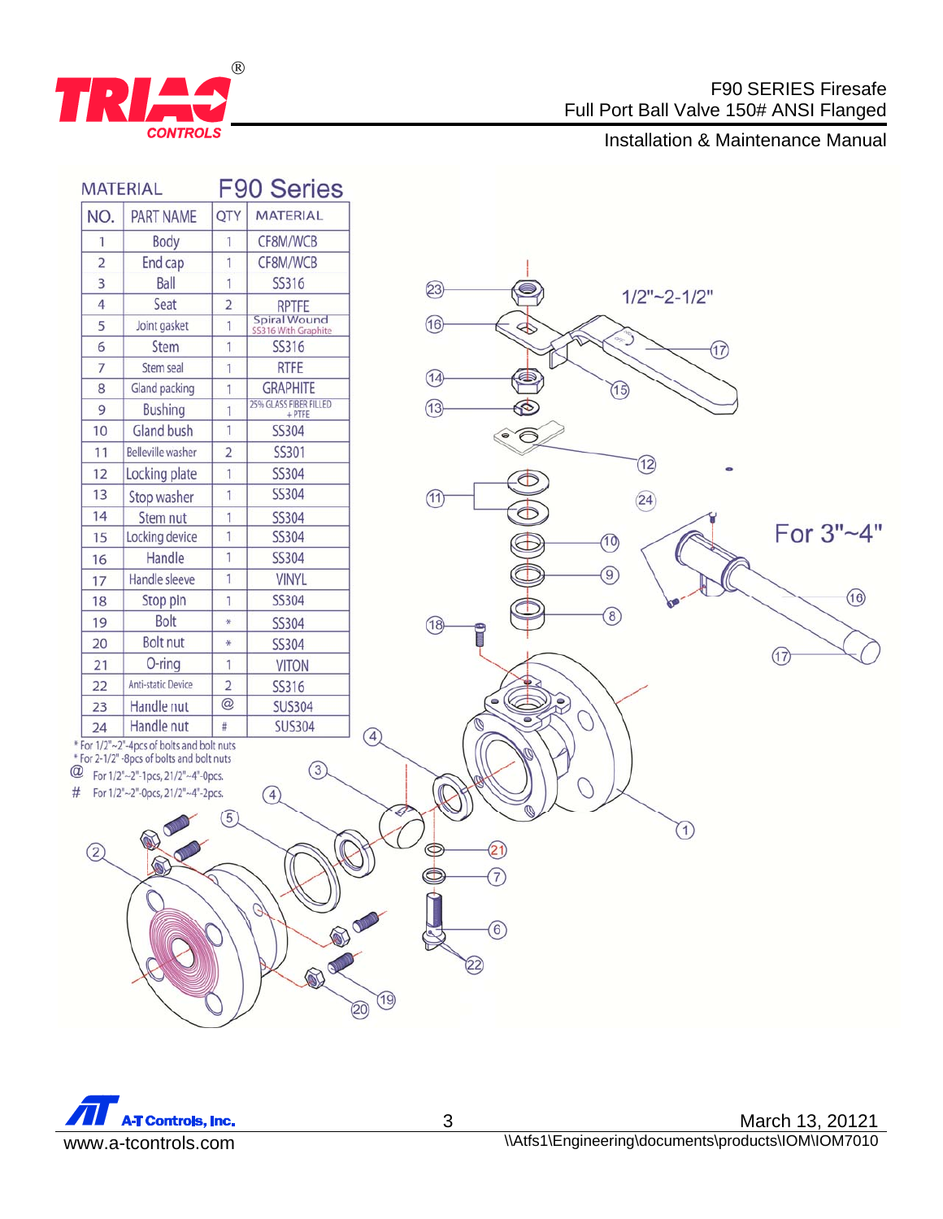## MATERIAL F90 Series

| NO. | PART NAME | QTY | MATERIAL |
|---|---|---|---|
| 1 | Body | 1 | CF8M/WCB |
| 2 | End cap | 1 | CF8M/WCB |
| 3 | Ball | 1 | SS316 |
| 4 | Seat | 2 | RPTFE |
| 5 | Joint gasket | 1 | Spiral Wound SS316 With Graphite |
| 6 | Stem | 1 | SS316 |
| 7 | Stem seal | 1 | RTFE |
| 8 | Gland packing | 1 | GRAPHITE |
| 9 | Bushing | 1 | 25% GLASS FIBER FILLED + PTFE |
| 10 | Gland bush | 1 | SS304 |
| 11 | Belleville washer | 2 | SS301 |
| 12 | Locking plate | 1 | SS304 |
| 13 | Stop washer | 1 | SS304 |
| 14 | Stem nut | 1 | SS304 |
| 15 | Locking device | 1 | SS304 |
| 16 | Handle | 1 | SS304 |
| 17 | Handle sleeve | 1 | VINYL |
| 18 | Stop pin | 1 | SS304 |
| 19 | Bolt | * | SS304 |
| 20 | Bolt nut | * | SS304 |
| 21 | O-ring | 1 | VITON |
| 22 | Anti-static Device | 2 | SS316 |
| 23 | Handle nut | @ | SUS304 |
| 24 | Handle nut | # | SUS304 |

* For 1/2"~2"-4pcs of bolts and bolt nuts
* For 2-1/2" -8pcs of bolts and bolt nuts

@ For 1/2"~2"-1pcs, 21/2"~4"-0pcs.

# For 1/2"~2"-0pcs, 21/2"~4"-2pcs.

1/2"~2-1/2"

For 3"~4"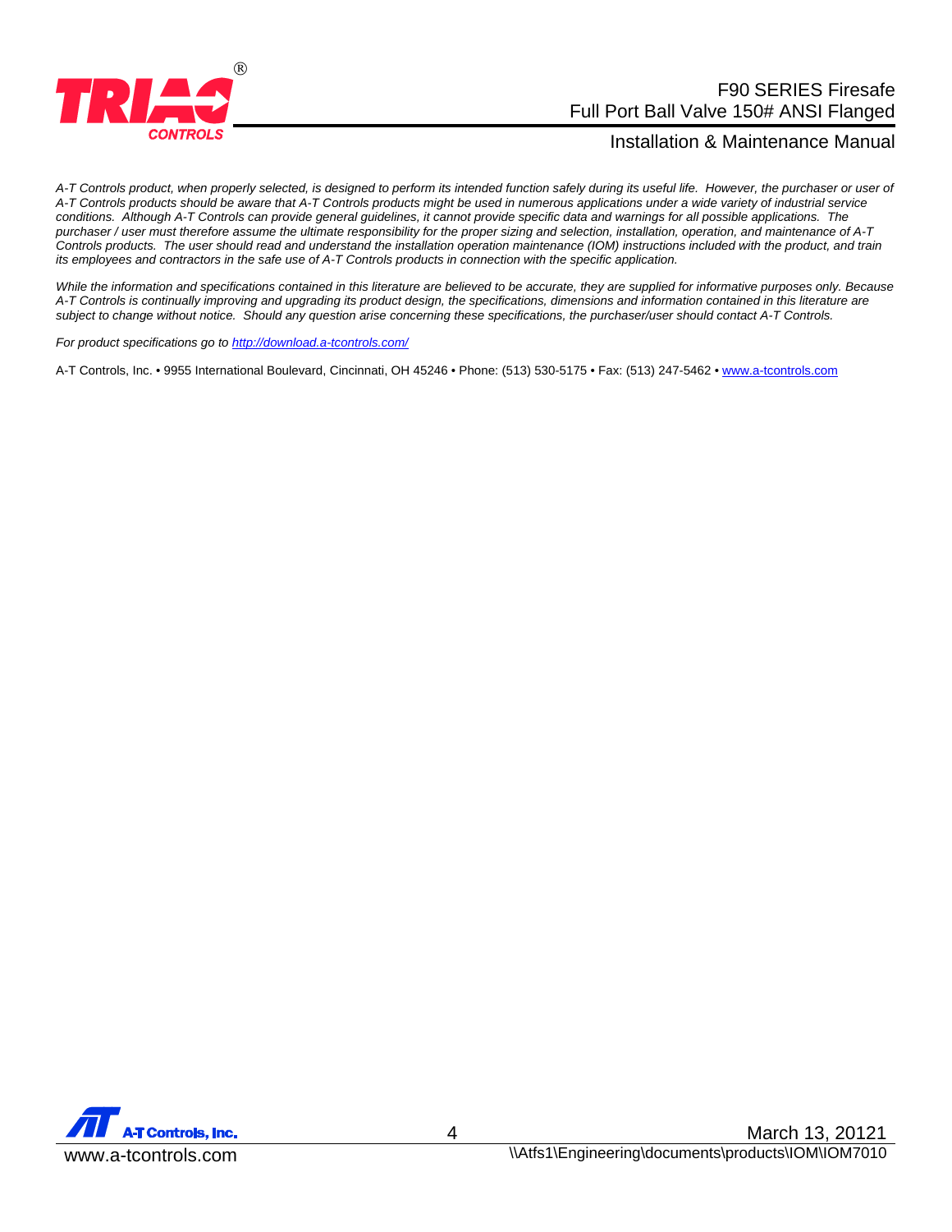*A-T Controls product, when properly selected, is designed to perform its intended function safely during its useful life. However, the purchaser or user of A-T Controls products should be aware that A-T Controls products might be used in numerous applications under a wide variety of industrial service conditions. Although A-T Controls can provide general guidelines, it cannot provide specific data and warnings for all possible applications. The purchaser / user must therefore assume the ultimate responsibility for the proper sizing and selection, installation, operation, and maintenance of A-T Controls products. The user should read and understand the installation operation maintenance (IOM) instructions included with the product, and train its employees and contractors in the safe use of A-T Controls products in connection with the specific application.*

*While the information and specifications contained in this literature are believed to be accurate, they are supplied for informative purposes only. Because A-T Controls is continually improving and upgrading its product design, the specifications, dimensions and information contained in this literature are subject to change without notice. Should any question arise concerning these specifications, the purchaser/user should contact A-T Controls.*

*For product specifications go to [http://download.a-tcontrols.com/](http://download.a-tcontrols.com/)*

A-T Controls, Inc. • 9955 International Boulevard, Cincinnati, OH 45246 • Phone: (513) 530-5175 • Fax: (513) 247-5462 • [www.a-tcontrols.com](http://www.a-tcontrols.com)